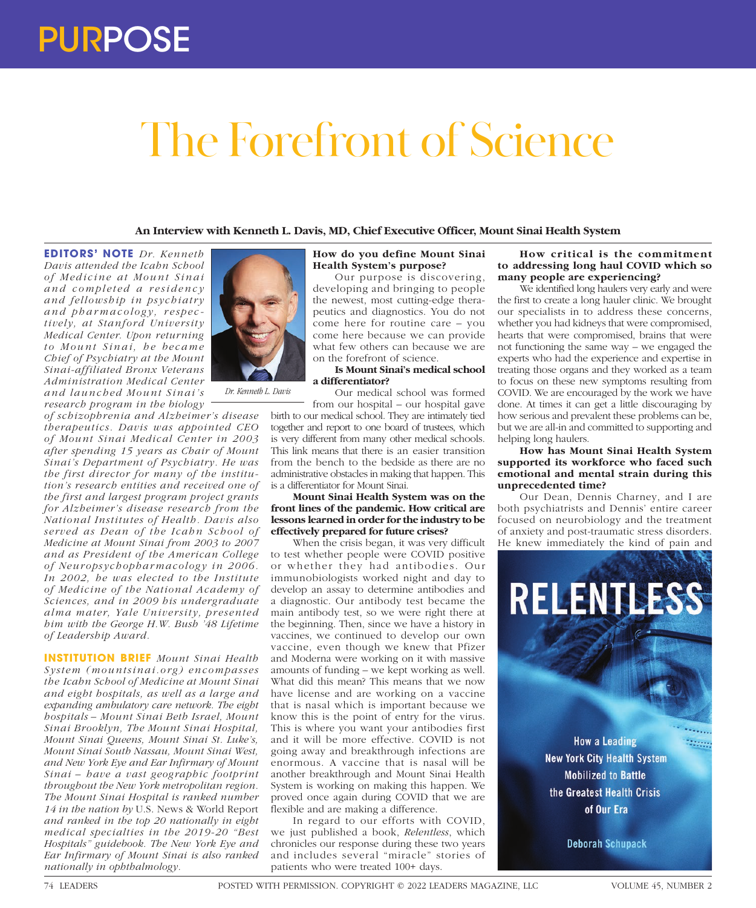# The Forefront of Science

**An Interview with Kenneth L. Davis, MD, Chief Executive Officer, Mount Sinai Health System**

**EDITORS' NOTE** *Dr. Kenneth Davis attended the Icahn School of Medicine at Mount Sinai and completed a residency and fellowship in psychiatry and pharmacology, respectively, at Stanford University Medical Center. Upon returning to Mount Sinai, he became Chief of Psychiatry at the Mount Sinai-affiliated Bronx Veterans Administration Medical Center and launched Mount Sinai's research program in the biology of schizophrenia and Alzheimer's disease therapeutics. Davis was appointed CEO of Mount Sinai Medical Center in 2003 after spending 15 years as Chair of Mount Sinai's Department of Psychiatry. He was the first director for many of the institution's research entities and received one of the first and largest program project grants for Alzheimer's disease research from the National Institutes of Health. Davis also served as Dean of the Icahn School of Medicine at Mount Sinai from 2003 to 2007 and as President of the American College of Neuropsychopharmacology in 2006. In 2002, he was elected to the Institute of Medicine of the National Academy of Sciences, and in 2009 his undergraduate alma mater, Yale University, presented him with the George H.W. Bush '48 Lifetime of Leadership Award.*

*Dr. Kenneth L. Davis*

**INSTITUTION BRIEF** *Mount Sinai Health System (mountsinai.org) encompasses the Icahn School of Medicine at Mount Sinai and eight hospitals, as well as a large and expanding ambulatory care network. The eight hospitals – Mount Sinai Beth Israel, Mount Sinai Brooklyn, The Mount Sinai Hospital, Mount Sinai Queens, Mount Sinai St. Luke's, Mount Sinai South Nassau, Mount Sinai West, and New York Eye and Ear Infirmary of Mount Sinai – have a vast geographic footprint throughout the New York metropolitan region. The Mount Sinai Hospital is ranked number 14 in the nation by* U.S. News & World Report *and ranked in the top 20 nationally in eight medical specialties in the 2019-20 "Best Hospitals" guidebook. The New York Eye and Ear Infirmary of Mount Sinai is also ranked nationally in ophthalmology.*

**How do you define Mount Sinai Health System's purpose?**

Our purpose is discovering, developing and bringing to people the newest, most cutting-edge therapeutics and diagnostics. You do not come here for routine care – you come here because we can provide what few others can because we are on the forefront of science.

**Is Mount Sinai's medical school a differentiator?**

Our medical school was formed from our hospital – our hospital gave birth to our medical school. They are intimately tied together and report to one board of trustees, which is very different from many other medical schools. This link means that there is an easier transition from the bench to the bedside as there are no administrative obstacles in making that happen. This is a differentiator for Mount Sinai.

**Mount Sinai Health System was on the front lines of the pandemic. How critical are lessons learned in order for the industry to be effectively prepared for future crises?**

When the crisis began, it was very difficult to test whether people were COVID positive or whether they had antibodies. Our immunobiologists worked night and day to develop an assay to determine antibodies and a diagnostic. Our antibody test became the main antibody test, so we were right there at the beginning. Then, since we have a history in vaccines, we continued to develop our own vaccine, even though we knew that Pfizer and Moderna were working on it with massive amounts of funding – we kept working as well. What did this mean? This means that we now have license and are working on a vaccine that is nasal which is important because we know this is the point of entry for the virus. This is where you want your antibodies first and it will be more effective. COVID is not going away and breakthrough infections are enormous. A vaccine that is nasal will be another breakthrough and Mount Sinai Health System is working on making this happen. We proved once again during COVID that we are flexible and are making a difference.

In regard to our efforts with COVID, we just published a book, *Relentless*, which chronicles our response during these two years and includes several "miracle" stories of patients who were treated 100+ days.

**How critical is the commitment to addressing long haul COVID which so many people are experiencing?**

We identified long haulers very early and were the first to create a long hauler clinic. We brought our specialists in to address these concerns, whether you had kidneys that were compromised, hearts that were compromised, brains that were not functioning the same way – we engaged the experts who had the experience and expertise in treating those organs and they worked as a team to focus on these new symptoms resulting from COVID. We are encouraged by the work we have done. At times it can get a little discouraging by how serious and prevalent these problems can be, but we are all-in and committed to supporting and helping long haulers.

**How has Mount Sinai Health System supported its workforce who faced such emotional and mental strain during this unprecedented time?**

Our Dean, Dennis Charney, and I are both psychiatrists and Dennis' entire career focused on neurobiology and the treatment of anxiety and post-traumatic stress disorders. He knew immediately the kind of pain and

RELENTLESS

How a Leading New York City Health System Mobilized to Battle the Greatest Health Crisis of Our Era

Deborah Schupack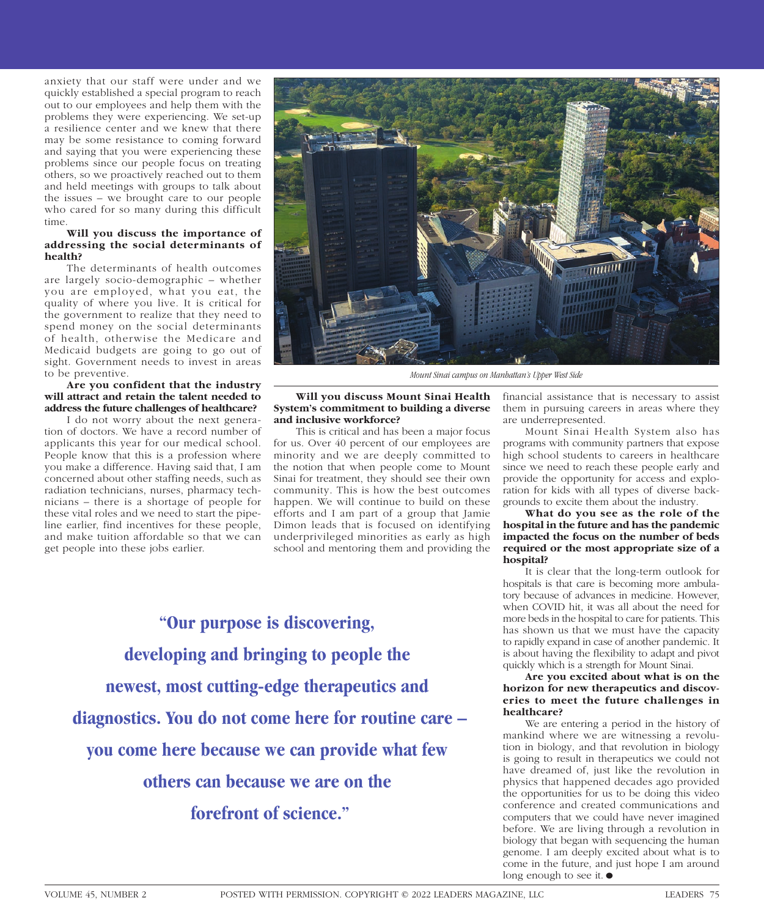anxiety that our staff were under and we quickly established a special program to reach out to our employees and help them with the problems they were experiencing. We set-up a resilience center and we knew that there may be some resistance to coming forward and saying that you were experiencing these problems since our people focus on treating others, so we proactively reached out to them and held meetings with groups to talk about the issues – we brought care to our people who cared for so many during this difficult time.

**Will you discuss the importance of addressing the social determinants of health?**

The determinants of health outcomes are largely socio-demographic – whether you are employed, what you eat, the quality of where you live. It is critical for the government to realize that they need to spend money on the social determinants of health, otherwise the Medicare and Medicaid budgets are going to go out of sight. Government needs to invest in areas to be preventive.

**Are you confident that the industry will attract and retain the talent needed to address the future challenges of healthcare?**

I do not worry about the next generation of doctors. We have a record number of applicants this year for our medical school. People know that this is a profession where you make a difference. Having said that, I am concerned about other staffing needs, such as radiation technicians, nurses, pharmacy technicians – there is a shortage of people for these vital roles and we need to start the pipeline earlier, find incentives for these people, and make tuition affordable so that we can get people into these jobs earlier.

*Mount Sinai campus on Manhattan's Upper West Side*

**Will you discuss Mount Sinai Health System's commitment to building a diverse and inclusive workforce?**

This is critical and has been a major focus for us. Over 40 percent of our employees are minority and we are deeply committed to the notion that when people come to Mount Sinai for treatment, they should see their own community. This is how the best outcomes happen. We will continue to build on these efforts and I am part of a group that Jamie Dimon leads that is focused on identifying underprivileged minorities as early as high school and mentoring them and providing the financial assistance that is necessary to assist them in pursuing careers in areas where they are underrepresented.

Mount Sinai Health System also has programs with community partners that expose high school students to careers in healthcare since we need to reach these people early and provide the opportunity for access and exploration for kids with all types of diverse backgrounds to excite them about the industry.

**What do you see as the role of the hospital in the future and has the pandemic impacted the focus on the number of beds required or the most appropriate size of a hospital?**

It is clear that the long-term outlook for hospitals is that care is becoming more ambulatory because of advances in medicine. However, when COVID hit, it was all about the need for more beds in the hospital to care for patients. This has shown us that we must have the capacity to rapidly expand in case of another pandemic. It is about having the flexibility to adapt and pivot quickly which is a strength for Mount Sinai.

**Are you excited about what is on the horizon for new therapeutics and discoveries to meet the future challenges in healthcare?**

We are entering a period in the history of mankind where we are witnessing a revolution in biology, and that revolution in biology is going to result in therapeutics we could not have dreamed of, just like the revolution in physics that happened decades ago provided the opportunities for us to be doing this video conference and created communications and computers that we could have never imagined before. We are living through a revolution in biology that began with sequencing the human genome. I am deeply excited about what is to come in the future, and just hope I am around long enough to see it. ●

**"Our purpose is discovering, developing and bringing to people the newest, most cutting-edge therapeutics and diagnostics. You do not come here for routine care – you come here because we can provide what few others can because we are on the forefront of science."**